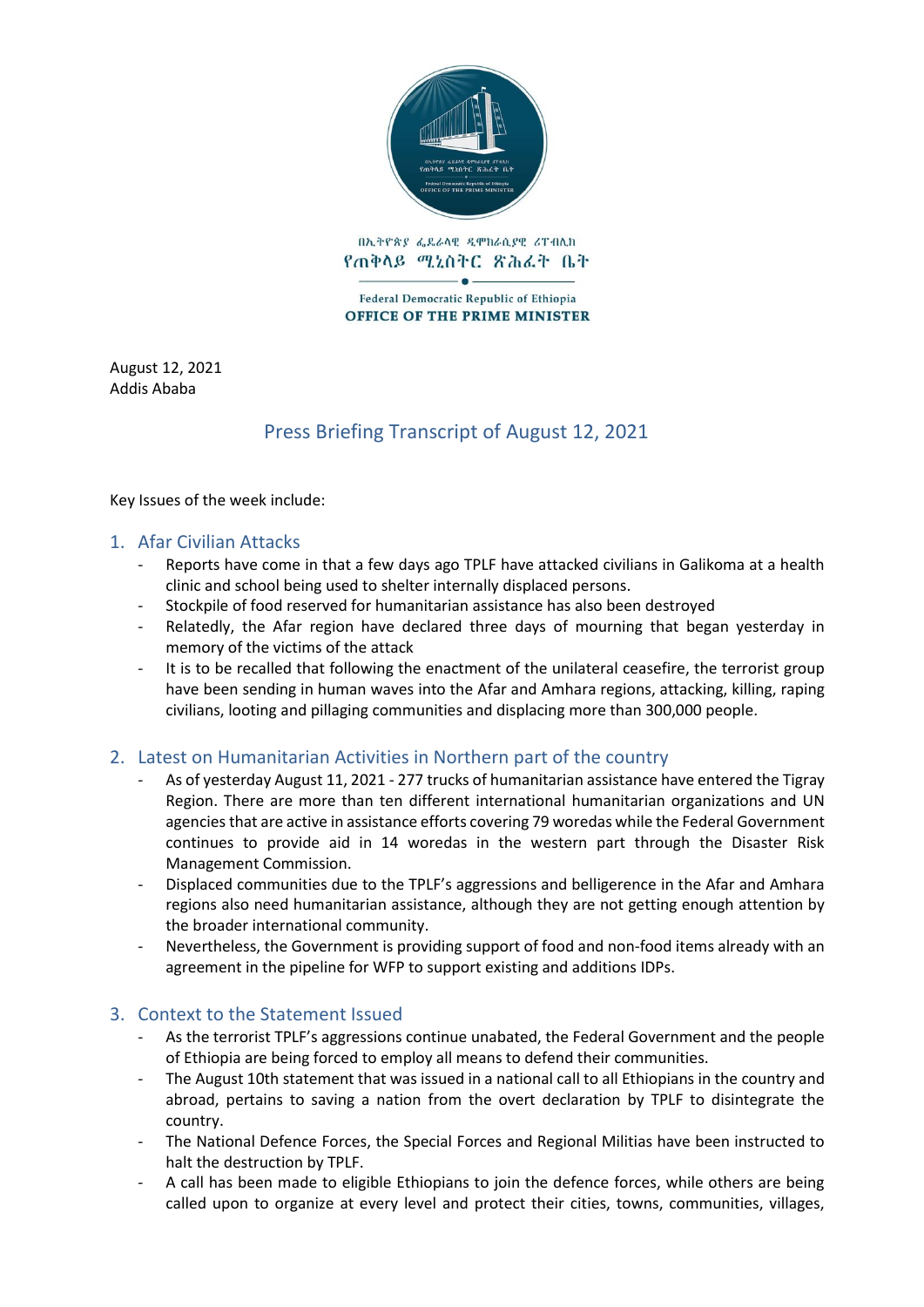በኢትዮጵያ ፌዴራላዊ ዲሞክራሲያዊ ሪፐብሊክ
የጠቅላይ ሚኒስትር ጽሕፈት ቤት

Federal Democratic Republic of Ethiopia
**OFFICE OF THE PRIME MINISTER**

August 12, 2021
Addis Ababa

## Press Briefing Transcript of August 12, 2021

Key Issues of the week include:

### 1. Afar Civilian Attacks

- Reports have come in that a few days ago TPLF have attacked civilians in Galikoma at a health clinic and school being used to shelter internally displaced persons.
- Stockpile of food reserved for humanitarian assistance has also been destroyed
- Relatedly, the Afar region have declared three days of mourning that began yesterday in memory of the victims of the attack
- It is to be recalled that following the enactment of the unilateral ceasefire, the terrorist group have been sending in human waves into the Afar and Amhara regions, attacking, killing, raping civilians, looting and pillaging communities and displacing more than 300,000 people.

### 2. Latest on Humanitarian Activities in Northern part of the country

- As of yesterday August 11, 2021 - 277 trucks of humanitarian assistance have entered the Tigray Region. There are more than ten different international humanitarian organizations and UN agencies that are active in assistance efforts covering 79 woredas while the Federal Government continues to provide aid in 14 woredas in the western part through the Disaster Risk Management Commission.
- Displaced communities due to the TPLF's aggressions and belligerence in the Afar and Amhara regions also need humanitarian assistance, although they are not getting enough attention by the broader international community.
- Nevertheless, the Government is providing support of food and non-food items already with an agreement in the pipeline for WFP to support existing and additions IDPs.

### 3. Context to the Statement Issued

- As the terrorist TPLF's aggressions continue unabated, the Federal Government and the people of Ethiopia are being forced to employ all means to defend their communities.
- The August 10th statement that was issued in a national call to all Ethiopians in the country and abroad, pertains to saving a nation from the overt declaration by TPLF to disintegrate the country.
- The National Defence Forces, the Special Forces and Regional Militias have been instructed to halt the destruction by TPLF.
- A call has been made to eligible Ethiopians to join the defence forces, while others are being called upon to organize at every level and protect their cities, towns, communities, villages,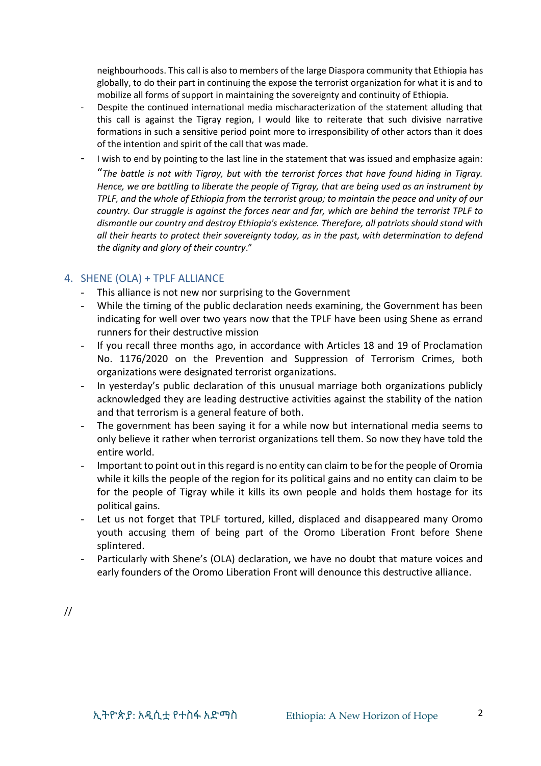neighbourhoods. This call is also to members of the large Diaspora community that Ethiopia has globally, to do their part in continuing the expose the terrorist organization for what it is and to mobilize all forms of support in maintaining the sovereignty and continuity of Ethiopia.

- Despite the continued international media mischaracterization of the statement alluding that this call is against the Tigray region, I would like to reiterate that such divisive narrative formations in such a sensitive period point more to irresponsibility of other actors than it does of the intention and spirit of the call that was made.
- I wish to end by pointing to the last line in the statement that was issued and emphasize again: "*The battle is not with Tigray, but with the terrorist forces that have found hiding in Tigray. Hence, we are battling to liberate the people of Tigray, that are being used as an instrument by TPLF, and the whole of Ethiopia from the terrorist group; to maintain the peace and unity of our country. Our struggle is against the forces near and far, which are behind the terrorist TPLF to dismantle our country and destroy Ethiopia's existence. Therefore, all patriots should stand with all their hearts to protect their sovereignty today, as in the past, with determination to defend the dignity and glory of their country*."

## 4. SHENE (OLA) + TPLF ALLIANCE

- This alliance is not new nor surprising to the Government
- While the timing of the public declaration needs examining, the Government has been indicating for well over two years now that the TPLF have been using Shene as errand runners for their destructive mission
- If you recall three months ago, in accordance with Articles 18 and 19 of Proclamation No. 1176/2020 on the Prevention and Suppression of Terrorism Crimes, both organizations were designated terrorist organizations.
- In yesterday's public declaration of this unusual marriage both organizations publicly acknowledged they are leading destructive activities against the stability of the nation and that terrorism is a general feature of both.
- The government has been saying it for a while now but international media seems to only believe it rather when terrorist organizations tell them. So now they have told the entire world.
- Important to point out in this regard is no entity can claim to be for the people of Oromia while it kills the people of the region for its political gains and no entity can claim to be for the people of Tigray while it kills its own people and holds them hostage for its political gains.
- Let us not forget that TPLF tortured, killed, displaced and disappeared many Oromo youth accusing them of being part of the Oromo Liberation Front before Shene splintered.
- Particularly with Shene's (OLA) declaration, we have no doubt that mature voices and early founders of the Oromo Liberation Front will denounce this destructive alliance.

//